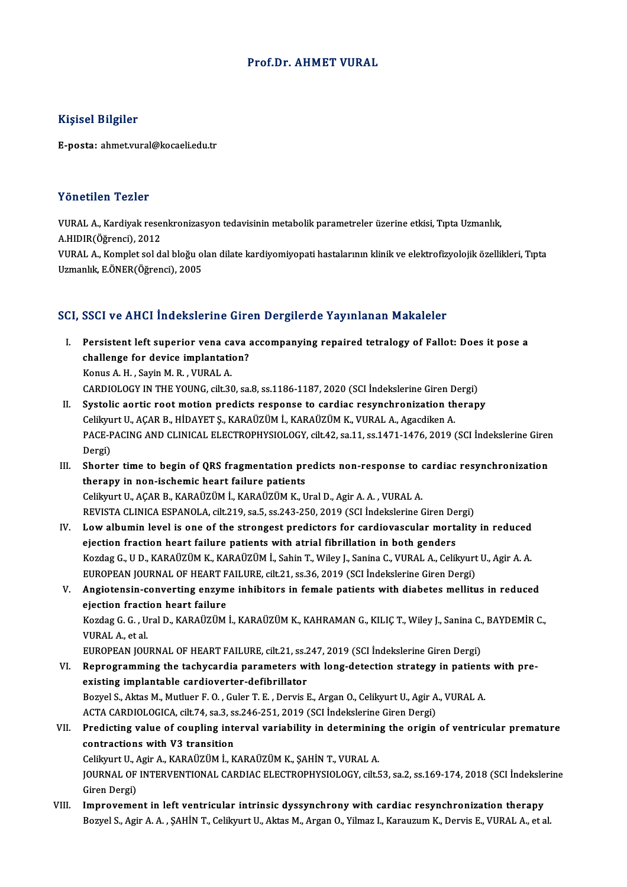# Prof.Dr. AHMET VURAL

## Kişisel Bilgiler

**E-posta:** ahmet.vural@kocaeli.edu.tr

## Yönetilen Tezler

VURAL A., Kardiyak resenkronizasyon tedavisinin metabolik parametreler üzerine etkisi, Tıpta Uzmanlık, A.HIDIR(Öğrenci), 2012

VURAL A., Komplet sol dal bloğu olan dilate kardiyomiyopati hastalarının klinik ve elektrofizyolojik özellikleri, Tıpta Uzmanlık, E.ÖNER(Öğrenci), 2005

## SCI, SSCI ve AHCI İndekslerine Giren Dergilerde Yayınlanan Makaleler

I. **Persistent left superior vena cava accompanying repaired tetralogy of Fallot: Does it pose a challenge for device implantation?**
Konus A. H. , Sayin M. R. , VURAL A.
CARDIOLOGY IN THE YOUNG, cilt.30, sa.8, ss.1186-1187, 2020 (SCI İndekslerine Giren Dergi)

II. **Systolic aortic root motion predicts response to cardiac resynchronization therapy**
Celikyurt U., AÇAR B., HİDAYET Ş., KARAÜZÜM İ., KARAÜZÜM K., VURAL A., Agacdiken A.
PACE-PACING AND CLINICAL ELECTROPHYSIOLOGY, cilt.42, sa.11, ss.1471-1476, 2019 (SCI İndekslerine Giren Dergi)

III. **Shorter time to begin of QRS fragmentation predicts non-response to cardiac resynchronization therapy in non-ischemic heart failure patients**
Celikyurt U., AÇAR B., KARAÜZÜM İ., KARAÜZÜM K., Ural D., Agir A. A. , VURAL A.
REVISTA CLINICA ESPANOLA, cilt.219, sa.5, ss.243-250, 2019 (SCI İndekslerine Giren Dergi)

IV. **Low albumin level is one of the strongest predictors for cardiovascular mortality in reduced ejection fraction heart failure patients with atrial fibrillation in both genders**
Kozdag G., U D., KARAÜZÜM K., KARAÜZÜM İ., Sahin T., Wiley J., Sanina C., VURAL A., Celikyurt U., Agir A. A.
EUROPEAN JOURNAL OF HEART FAILURE, cilt.21, ss.36, 2019 (SCI İndekslerine Giren Dergi)

V. **Angiotensin-converting enzyme inhibitors in female patients with diabetes mellitus in reduced ejection fraction heart failure**
Kozdag G. G. , Ural D., KARAÜZÜM İ., KARAÜZÜM K., KAHRAMAN G., KILIÇ T., Wiley J., Sanina C., BAYDEMİR C., VURAL A., et al.
EUROPEAN JOURNAL OF HEART FAILURE, cilt.21, ss.247, 2019 (SCI İndekslerine Giren Dergi)

VI. **Reprogramming the tachycardia parameters with long-detection strategy in patients with pre-existing implantable cardioverter-defibrillator**
Bozyel S., Aktas M., Mutluer F. O. , Guler T. E. , Dervis E., Argan O., Celikyurt U., Agir A., VURAL A.
ACTA CARDIOLOGICA, cilt.74, sa.3, ss.246-251, 2019 (SCI İndekslerine Giren Dergi)

VII. **Predicting value of coupling interval variability in determining the origin of ventricular premature contractions with V3 transition**
Celikyurt U., Agir A., KARAÜZÜM İ., KARAÜZÜM K., ŞAHİN T., VURAL A.
JOURNAL OF INTERVENTIONAL CARDIAC ELECTROPHYSIOLOGY, cilt.53, sa.2, ss.169-174, 2018 (SCI İndekslerine Giren Dergi)

VIII. **Improvement in left ventricular intrinsic dyssynchrony with cardiac resynchronization therapy**
Bozyel S., Agir A. A. , ŞAHİN T., Celikyurt U., Aktas M., Argan O., Yilmaz I., Karauzum K., Dervis E., VURAL A., et al.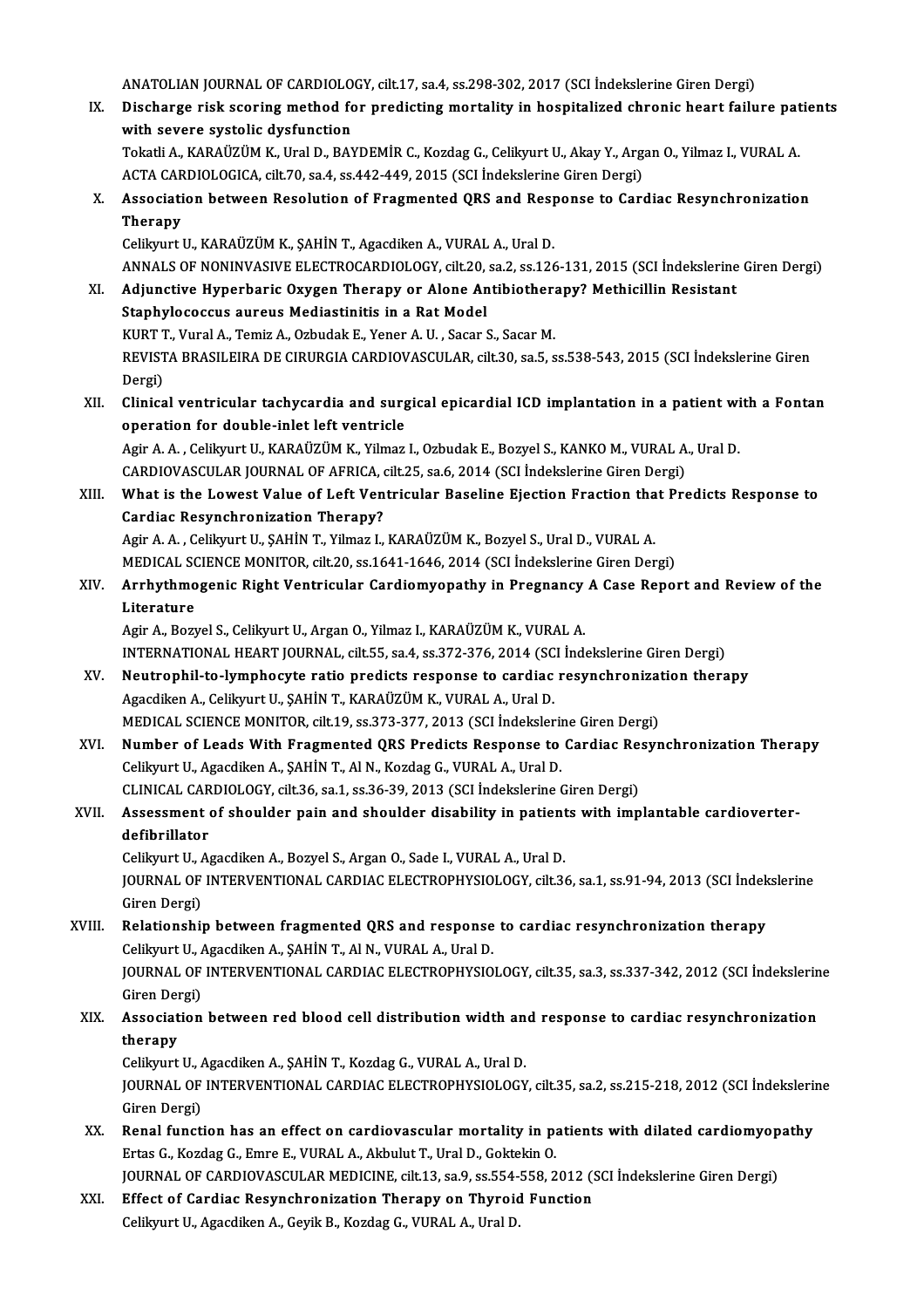ANATOLIAN JOURNAL OF CARDIOLOGY, cilt.17, sa.4, ss.298-302, 2017 (SCI İndekslerine Giren Dergi)

IX. **Discharge risk scoring method for predicting mortality in hospitalized chronic heart failure patients with severe systolic dysfunction**
Tokatli A., KARAÜZÜM K., Ural D., BAYDEMİR C., Kozdag G., Celikyurt U., Akay Y., Argan O., Yilmaz I., VURAL A.
ACTA CARDIOLOGICA, cilt.70, sa.4, ss.442-449, 2015 (SCI İndekslerine Giren Dergi)

X. **Association between Resolution of Fragmented QRS and Response to Cardiac Resynchronization Therapy**
Celikyurt U., KARAÜZÜM K., ŞAHİN T., Agacdiken A., VURAL A., Ural D.
ANNALS OF NONINVASIVE ELECTROCARDIOLOGY, cilt.20, sa.2, ss.126-131, 2015 (SCI İndekslerine Giren Dergi)

XI. **Adjunctive Hyperbaric Oxygen Therapy or Alone Antibiotherapy? Methicillin Resistant Staphylococcus aureus Mediastinitis in a Rat Model**
KURT T., Vural A., Temiz A., Ozbudak E., Yener A. U. , Sacar S., Sacar M.
REVISTA BRASILEIRA DE CIRURGIA CARDIOVASCULAR, cilt.30, sa.5, ss.538-543, 2015 (SCI İndekslerine Giren Dergi)

XII. **Clinical ventricular tachycardia and surgical epicardial ICD implantation in a patient with a Fontan operation for double-inlet left ventricle**
Agir A. A. , Celikyurt U., KARAÜZÜM K., Yilmaz I., Ozbudak E., Bozyel S., KANKO M., VURAL A., Ural D.
CARDIOVASCULAR JOURNAL OF AFRICA, cilt.25, sa.6, 2014 (SCI İndekslerine Giren Dergi)

XIII. **What is the Lowest Value of Left Ventricular Baseline Ejection Fraction that Predicts Response to Cardiac Resynchronization Therapy?**
Agir A. A. , Celikyurt U., ŞAHİN T., Yilmaz I., KARAÜZÜM K., Bozyel S., Ural D., VURAL A.
MEDICAL SCIENCE MONITOR, cilt.20, ss.1641-1646, 2014 (SCI İndekslerine Giren Dergi)

XIV. **Arrhythmogenic Right Ventricular Cardiomyopathy in Pregnancy A Case Report and Review of the Literature**
Agir A., Bozyel S., Celikyurt U., Argan O., Yilmaz I., KARAÜZÜM K., VURAL A.
INTERNATIONAL HEART JOURNAL, cilt.55, sa.4, ss.372-376, 2014 (SCI İndekslerine Giren Dergi)

XV. **Neutrophil-to-lymphocyte ratio predicts response to cardiac resynchronization therapy**
Agacdiken A., Celikyurt U., ŞAHİN T., KARAÜZÜM K., VURAL A., Ural D.
MEDICAL SCIENCE MONITOR, cilt.19, ss.373-377, 2013 (SCI İndekslerine Giren Dergi)

XVI. **Number of Leads With Fragmented QRS Predicts Response to Cardiac Resynchronization Therapy**
Celikyurt U., Agacdiken A., ŞAHİN T., Al N., Kozdag G., VURAL A., Ural D.
CLINICAL CARDIOLOGY, cilt.36, sa.1, ss.36-39, 2013 (SCI İndekslerine Giren Dergi)

XVII. **Assessment of shoulder pain and shoulder disability in patients with implantable cardioverter-defibrillator**
Celikyurt U., Agacdiken A., Bozyel S., Argan O., Sade I., VURAL A., Ural D.
JOURNAL OF INTERVENTIONAL CARDIAC ELECTROPHYSIOLOGY, cilt.36, sa.1, ss.91-94, 2013 (SCI İndekslerine Giren Dergi)

XVIII. **Relationship between fragmented QRS and response to cardiac resynchronization therapy**
Celikyurt U., Agacdiken A., ŞAHİN T., Al N., VURAL A., Ural D.
JOURNAL OF INTERVENTIONAL CARDIAC ELECTROPHYSIOLOGY, cilt.35, sa.3, ss.337-342, 2012 (SCI İndekslerine Giren Dergi)

XIX. **Association between red blood cell distribution width and response to cardiac resynchronization therapy**
Celikyurt U., Agacdiken A., ŞAHİN T., Kozdag G., VURAL A., Ural D.
JOURNAL OF INTERVENTIONAL CARDIAC ELECTROPHYSIOLOGY, cilt.35, sa.2, ss.215-218, 2012 (SCI İndekslerine Giren Dergi)

XX. **Renal function has an effect on cardiovascular mortality in patients with dilated cardiomyopathy**
Ertas G., Kozdag G., Emre E., VURAL A., Akbulut T., Ural D., Goktekin O.
JOURNAL OF CARDIOVASCULAR MEDICINE, cilt.13, sa.9, ss.554-558, 2012 (SCI İndekslerine Giren Dergi)

XXI. **Effect of Cardiac Resynchronization Therapy on Thyroid Function**
Celikyurt U., Agacdiken A., Geyik B., Kozdag G., VURAL A., Ural D.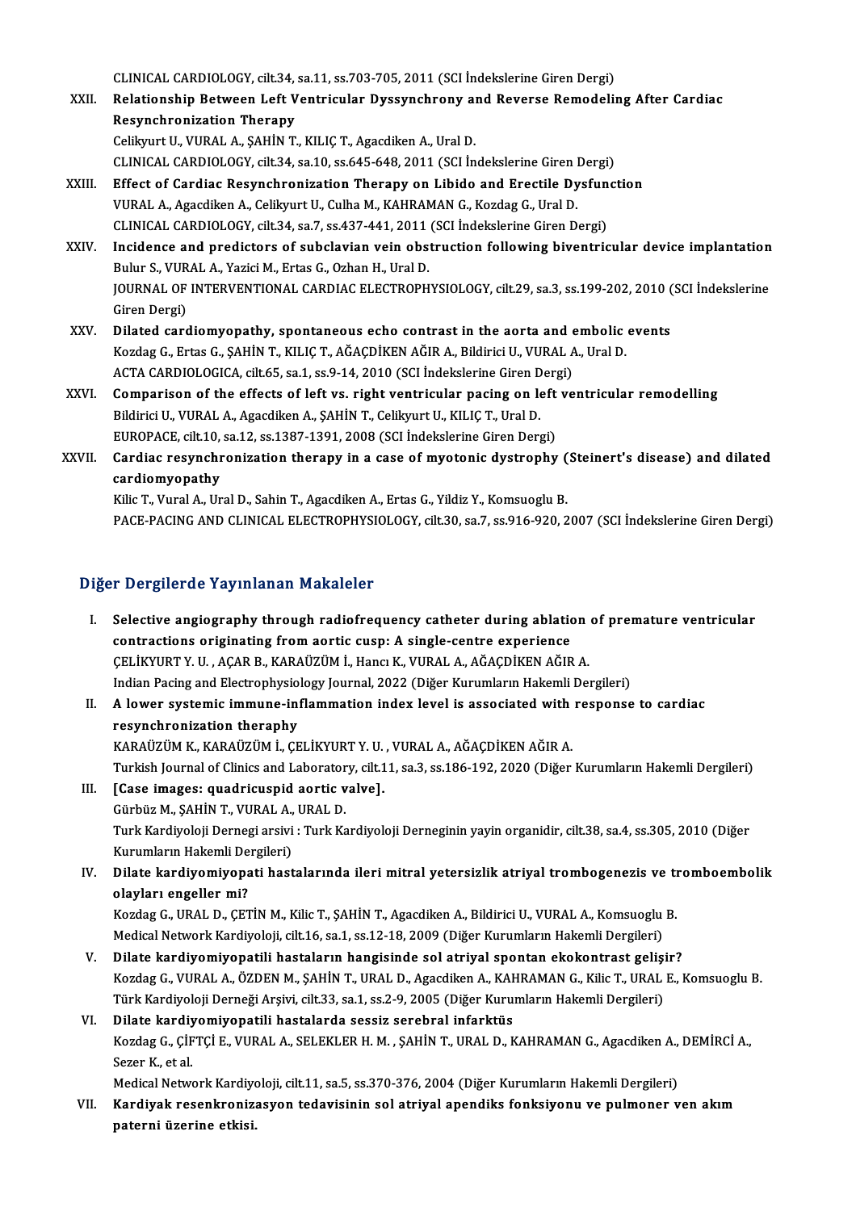CLINICAL CARDIOLOGY, cilt.34, sa.11, ss.703-705, 2011 (SCI İndekslerine Giren Dergi)

XXII. **Relationship Between Left Ventricular Dyssynchrony and Reverse Remodeling After Cardiac Resynchronization Therapy**
Celikyurt U., VURAL A., ŞAHİN T., KILIÇ T., Agacdiken A., Ural D.
CLINICAL CARDIOLOGY, cilt.34, sa.10, ss.645-648, 2011 (SCI İndekslerine Giren Dergi)

XXIII. **Effect of Cardiac Resynchronization Therapy on Libido and Erectile Dysfunction**
VURAL A., Agacdiken A., Celikyurt U., Culha M., KAHRAMAN G., Kozdag G., Ural D.
CLINICAL CARDIOLOGY, cilt.34, sa.7, ss.437-441, 2011 (SCI İndekslerine Giren Dergi)

XXIV. **Incidence and predictors of subclavian vein obstruction following biventricular device implantation**
Bulur S., VURAL A., Yazici M., Ertas G., Ozhan H., Ural D.
JOURNAL OF INTERVENTIONAL CARDIAC ELECTROPHYSIOLOGY, cilt.29, sa.3, ss.199-202, 2010 (SCI İndekslerine Giren Dergi)

XXV. **Dilated cardiomyopathy, spontaneous echo contrast in the aorta and embolic events**
Kozdag G., Ertas G., ŞAHİN T., KILIÇ T., AĞAÇDİKEN AĞIR A., Bildirici U., VURAL A., Ural D.
ACTA CARDIOLOGICA, cilt.65, sa.1, ss.9-14, 2010 (SCI İndekslerine Giren Dergi)

XXVI. **Comparison of the effects of left vs. right ventricular pacing on left ventricular remodelling**
Bildirici U., VURAL A., Agacdiken A., ŞAHİN T., Celikyurt U., KILIÇ T., Ural D.
EUROPACE, cilt.10, sa.12, ss.1387-1391, 2008 (SCI İndekslerine Giren Dergi)

XXVII. **Cardiac resynchronization therapy in a case of myotonic dystrophy (Steinert's disease) and dilated cardiomyopathy**
Kilic T., Vural A., Ural D., Sahin T., Agacdiken A., Ertas G., Yildiz Y., Komsuoglu B.
PACE-PACING AND CLINICAL ELECTROPHYSIOLOGY, cilt.30, sa.7, ss.916-920, 2007 (SCI İndekslerine Giren Dergi)

## Diğer Dergilerde Yayınlanan Makaleler

I. **Selective angiography through radiofrequency catheter during ablation of premature ventricular contractions originating from aortic cusp: A single-centre experience**
ÇELİKYURT Y. U. , AÇAR B., KARAÜZÜM İ., Hancı K., VURAL A., AĞAÇDİKEN AĞIR A.
Indian Pacing and Electrophysiology Journal, 2022 (Diğer Kurumların Hakemli Dergileri)

II. **A lower systemic immune-inflammation index level is associated with response to cardiac resynchronization theraphy**
KARAÜZÜM K., KARAÜZÜM İ., ÇELİKYURT Y. U. , VURAL A., AĞAÇDİKEN AĞIR A.
Turkish Journal of Clinics and Laboratory, cilt.11, sa.3, ss.186-192, 2020 (Diğer Kurumların Hakemli Dergileri)

III. **[Case images: quadricuspid aortic valve].**
Gürbüz M., ŞAHİN T., VURAL A., URAL D.
Turk Kardiyoloji Dernegi arsivi : Turk Kardiyoloji Derneginin yayin organidir, cilt.38, sa.4, ss.305, 2010 (Diğer Kurumların Hakemli Dergileri)

IV. **Dilate kardiyomiyopati hastalarında ileri mitral yetersizlik atriyal trombogenezis ve tromboembolik olayları engeller mi?**
Kozdag G., URAL D., ÇETİN M., Kilic T., ŞAHİN T., Agacdiken A., Bildirici U., VURAL A., Komsuoglu B.
Medical Network Kardiyoloji, cilt.16, sa.1, ss.12-18, 2009 (Diğer Kurumların Hakemli Dergileri)

V. **Dilate kardiyomiyopatili hastaların hangisinde sol atriyal spontan ekokontrast gelişir?**
Kozdag G., VURAL A., ÖZDEN M., ŞAHİN T., URAL D., Agacdiken A., KAHRAMAN G., Kilic T., URAL E., Komsuoglu B.
Türk Kardiyoloji Derneği Arşivi, cilt.33, sa.1, ss.2-9, 2005 (Diğer Kurumların Hakemli Dergileri)

VI. **Dilate kardiyomiyopatili hastalarda sessiz serebral infarktüs**
Kozdag G., ÇİFTÇİ E., VURAL A., SELEKLER H. M. , ŞAHİN T., URAL D., KAHRAMAN G., Agacdiken A., DEMİRCİ A., Sezer K., et al.
Medical Network Kardiyoloji, cilt.11, sa.5, ss.370-376, 2004 (Diğer Kurumların Hakemli Dergileri)

VII. **Kardiyak resenkronizasyon tedavisinin sol atriyal apendiks fonksiyonu ve pulmoner ven akım paterni üzerine etkisi.**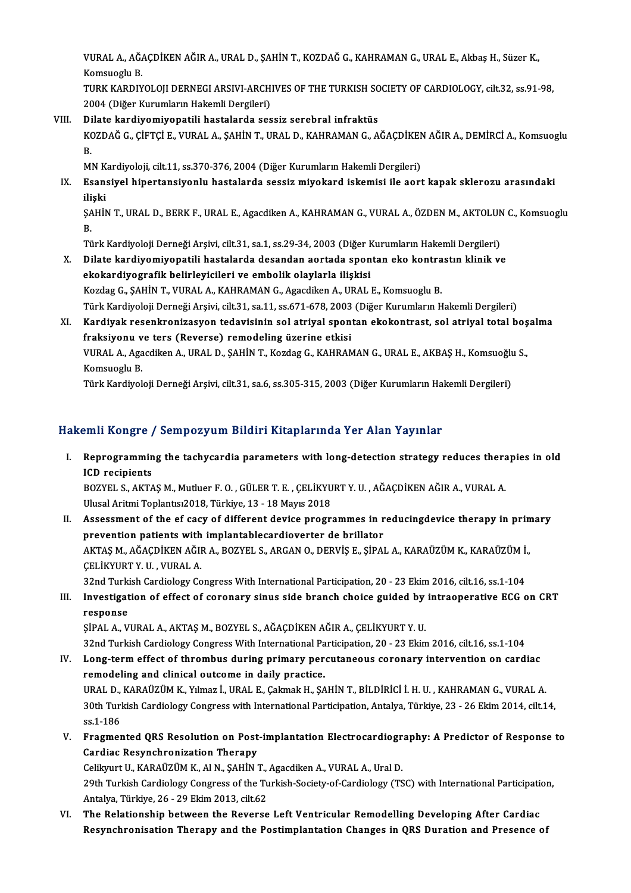VURAL A., AĞAÇDİKEN AĞIR A., URAL D., ŞAHİN T., KOZDAĞ G., KAHRAMAN G., URAL E., Akbaş H., Süzer K., Komsuoglu B.
TURK KARDIYOLOJI DERNEGI ARSIVI-ARCHIVES OF THE TURKISH SOCIETY OF CARDIOLOGY, cilt.32, ss.91-98, 2004 (Diğer Kurumların Hakemli Dergileri)

VIII. **Dilate kardiyomiyopatili hastalarda sessiz serebral infraktüs**
KOZDAĞ G., ÇİFTÇİ E., VURAL A., ŞAHİN T., URAL D., KAHRAMAN G., AĞAÇDİKEN AĞIR A., DEMİRCİ A., Komsuoglu B.
MN Kardiyoloji, cilt.11, ss.370-376, 2004 (Diğer Kurumların Hakemli Dergileri)

IX. **Esansiyel hipertansiyonlu hastalarda sessiz miyokard iskemisi ile aort kapak sklerozu arasındaki ilişki**
ŞAHİN T., URAL D., BERK F., URAL E., Agacdiken A., KAHRAMAN G., VURAL A., ÖZDEN M., AKTOLUN C., Komsuoglu B.
Türk Kardiyoloji Derneği Arşivi, cilt.31, sa.1, ss.29-34, 2003 (Diğer Kurumların Hakemli Dergileri)

X. **Dilate kardiyomiyopatili hastalarda desandan aortada spontan eko kontrastın klinik ve ekokardiyografik belirleyicileri ve embolik olaylarla ilişkisi**
Kozdag G., ŞAHİN T., VURAL A., KAHRAMAN G., Agacdiken A., URAL E., Komsuoglu B.
Türk Kardiyoloji Derneği Arşivi, cilt.31, sa.11, ss.671-678, 2003 (Diğer Kurumların Hakemli Dergileri)

XI. **Kardiyak resenkronizasyon tedavisinin sol atriyal spontan ekokontrast, sol atriyal total boşalma fraksiyonu ve ters (Reverse) remodeling üzerine etkisi**
VURAL A., Agacdiken A., URAL D., ŞAHİN T., Kozdag G., KAHRAMAN G., URAL E., AKBAŞ H., Komsuoğlu S., Komsuoglu B.
Türk Kardiyoloji Derneği Arşivi, cilt.31, sa.6, ss.305-315, 2003 (Diğer Kurumların Hakemli Dergileri)

## Hakemli Kongre / Sempozyum Bildiri Kitaplarında Yer Alan Yayınlar

I. **Reprogramming the tachycardia parameters with long-detection strategy reduces therapies in old ICD recipients**
BOZYEL S., AKTAŞ M., Mutluer F. O. , GÜLER T. E. , ÇELİKYURT Y. U. , AĞAÇDİKEN AĞIR A., VURAL A.
Ulusal Aritmi Toplantısı2018, Türkiye, 13 - 18 Mayıs 2018

II. **Assessment of the ef cacy of different device programmes in reducingdevice therapy in primary prevention patients with implantablecardioverter de brillator**
AKTAŞ M., AĞAÇDİKEN AĞIR A., BOZYEL S., ARGAN O., DERVİŞ E., ŞİPAL A., KARAÜZÜM K., KARAÜZÜM İ., ÇELİKYURT Y. U. , VURAL A.
32nd Turkish Cardiology Congress With International Participation, 20 - 23 Ekim 2016, cilt.16, ss.1-104

III. **Investigation of effect of coronary sinus side branch choice guided by intraoperative ECG on CRT response**
ŞİPAL A., VURAL A., AKTAŞ M., BOZYEL S., AĞAÇDİKEN AĞIR A., ÇELİKYURT Y. U.
32nd Turkish Cardiology Congress With International Participation, 20 - 23 Ekim 2016, cilt.16, ss.1-104

IV. **Long-term effect of thrombus during primary percutaneous coronary intervention on cardiac remodeling and clinical outcome in daily practice.**
URAL D., KARAÜZÜM K., Yılmaz İ., URAL E., Çakmak H., ŞAHİN T., BİLDİRİCİ İ. H. U. , KAHRAMAN G., VURAL A.
30th Turkish Cardiology Congress with International Participation, Antalya, Türkiye, 23 - 26 Ekim 2014, cilt.14, ss.1-186

V. **Fragmented QRS Resolution on Post-implantation Electrocardiography: A Predictor of Response to Cardiac Resynchronization Therapy**
Celikyurt U., KARAÜZÜM K., Al N., ŞAHİN T., Agacdiken A., VURAL A., Ural D.
29th Turkish Cardiology Congress of the Turkish-Society-of-Cardiology (TSC) with International Participation, Antalya, Türkiye, 26 - 29 Ekim 2013, cilt.62

VI. **The Relationship between the Reverse Left Ventricular Remodelling Developing After Cardiac Resynchronisation Therapy and the Postimplantation Changes in QRS Duration and Presence of**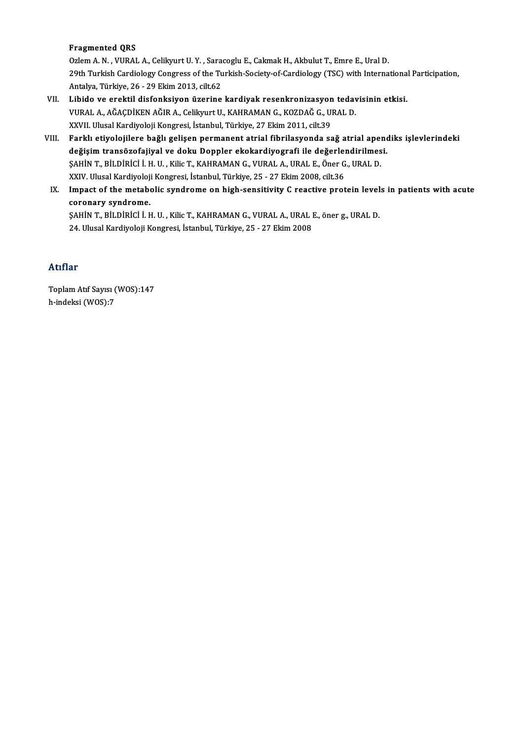**Fragmented QRS**

Ozlem A. N. , VURAL A., Celikyurt U. Y. , Saracoglu E., Cakmak H., Akbulut T., Emre E., Ural D.

29th Turkish Cardiology Congress of the Turkish-Society-of-Cardiology (TSC) with International Participation, Antalya, Türkiye, 26 - 29 Ekim 2013, cilt.62

VII. **Libido ve erektil disfonksiyon üzerine kardiyak resenkronizasyon tedavisinin etkisi.**

VURAL A., AĞAÇDİKEN AĞIR A., Celikyurt U., KAHRAMAN G., KOZDAĞ G., URAL D.

XXVII. Ulusal Kardiyoloji Kongresi, İstanbul, Türkiye, 27 Ekim 2011, cilt.39

VIII. **Farklı etiyolojilere bağlı gelişen permanent atrial fibrilasyonda sağ atrial apendiks işlevlerindeki değişim transözofajiyal ve doku Doppler ekokardiyografi ile değerlendirilmesi.**

ŞAHİN T., BİLDİRİCİ İ. H. U. , Kilic T., KAHRAMAN G., VURAL A., URAL E., Öner G., URAL D.

XXIV. Ulusal Kardiyoloji Kongresi, İstanbul, Türkiye, 25 - 27 Ekim 2008, cilt.36

IX. **Impact of the metabolic syndrome on high-sensitivity C reactive protein levels in patients with acute coronary syndrome.**

ŞAHİN T., BİLDİRİCİ İ. H. U. , Kilic T., KAHRAMAN G., VURAL A., URAL E., öner g., URAL D.

24. Ulusal Kardiyoloji Kongresi, İstanbul, Türkiye, 25 - 27 Ekim 2008

## Atıflar

Toplam Atıf Sayısı (WOS):147

h-indeksi (WOS):7